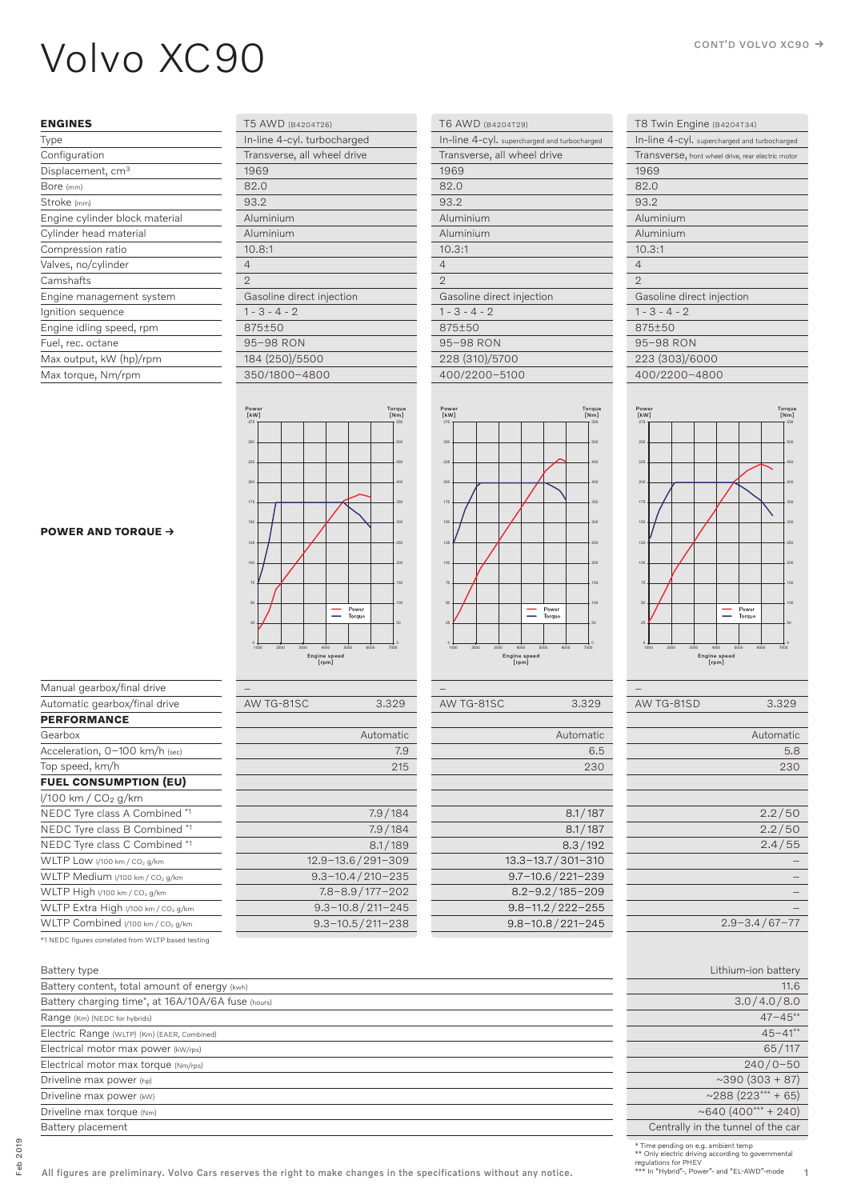# Volvo XC90

CONT'D VOLVO XC90 →

| ENGINES | T5 AWD (B4204T26) | T6 AWD (B4204T29) | T8 Twin Engine (B4204T34) |
|---|---|---|---|
| Type | In-line 4-cyl. turbocharged | In-line 4-cyl. supercharged and turbocharged | In-line 4-cyl. supercharged and turbocharged |
| Configuration | Transverse, all wheel drive | Transverse, all wheel drive | Transverse, front wheel drive, rear electric motor |
| Displacement, $cm^3$ | 1969 | 1969 | 1969 |
| Bore (mm) | 82.0 | 82.0 | 82.0 |
| Stroke (mm) | 93.2 | 93.2 | 93.2 |
| Engine cylinder block material | Aluminium | Aluminium | Aluminium |
| Cylinder head material | Aluminium | Aluminium | Aluminium |
| Compression ratio | 10.8:1 | 10.3:1 | 10.3:1 |
| Valves, no/cylinder | 4 | 4 | 4 |
| Camshafts | 2 | 2 | 2 |
| Engine management system | Gasoline direct injection | Gasoline direct injection | Gasoline direct injection |
| Ignition sequence | 1 - 3 - 4 - 2 | 1 - 3 - 4 - 2 | 1 - 3 - 4 - 2 |
| Engine idling speed, rpm | 875±50 | 875±50 | 875±50 |
| Fuel, rec. octane | 95–98 RON | 95–98 RON | 95–98 RON |
| Max output, kW (hp)/rpm | 184 (250)/5500 | 228 (310)/5700 | 223 (303)/6000 |
| Max torque, Nm/rpm | 350/1800–4800 | 400/2200–5100 | 400/2200–4800 |

**POWER AND TORQUE →**

| | T5 AWD | T6 AWD | T8 Twin Engine |
|---|---|---|---|
| Manual gearbox/final drive | – | – | – |
| Automatic gearbox/final drive | AW TG-81SC 3.329 | AW TG-81SC 3.329 | AW TG-81SD 3.329 |
| **PERFORMANCE** | | | |
| Gearbox | Automatic | Automatic | Automatic |
| Acceleration, 0–100 km/h (sec) | 7.9 | 6.5 | 5.8 |
| Top speed, km/h | 215 | 230 | 230 |
| **FUEL CONSUMPTION (EU)** | | | |
| l/100 km / $CO_2$ g/km | | | |
| NEDC Tyre class A Combined *1 | 7.9/184 | 8.1/187 | 2.2/50 |
| NEDC Tyre class B Combined *1 | 7.9/184 | 8.1/187 | 2.2/50 |
| NEDC Tyre class C Combined *1 | 8.1/189 | 8.3/192 | 2.4/55 |
| WLTP Low l/100 km / $CO_2$ g/km | 12.9–13.6/291–309 | 13.3–13.7/301–310 | – |
| WLTP Medium l/100 km / $CO_2$ g/km | 9.3–10.4/210–235 | 9.7–10.6/221–239 | – |
| WLTP High l/100 km / $CO_2$ g/km | 7.8–8.9/177–202 | 8.2–9.2/185–209 | – |
| WLTP Extra High l/100 km / $CO_2$ g/km | 9.3–10.8/211–245 | 9.8–11.2/222–255 | – |
| WLTP Combined l/100 km / $CO_2$ g/km | 9.3–10.5/211–238 | 9.8–10.8/221–245 | 2.9–3.4/67–77 |

*1 NEDC figures correlated from WLTP based testing

| | T8 Twin Engine |
|---|---|
| Battery type | Lithium-ion battery |
| Battery content, total amount of energy (kwh) | 11.6 |
| Battery charging time*, at 16A/10A/6A fuse (hours) | 3.0/4.0/8.0 |
| Range (Km) (NEDC for hybrids) | 47–45** |
| Electric Range (WLTP) (Km) (EAER, Combined) | 45–41** |
| Electrical motor max power (kW/rps) | 65/117 |
| Electrical motor max torque (Nm/rps) | 240/0–50 |
| Driveline max power (hp) | ~390 (303 + 87) |
| Driveline max power (kW) | ~288 (223*** + 65) |
| Driveline max torque (Nm) | ~640 (400*** + 240) |
| Battery placement | Centrally in the tunnel of the car |

\* Time pending on e.g. ambient temp
** Only electric driving according to governmental regulations for PHEV
*** In "Hybrid"-, Power"- and "EL-AWD"-mode

Feb 2019

All figures are preliminary. Volvo Cars reserves the right to make changes in the specifications without any notice.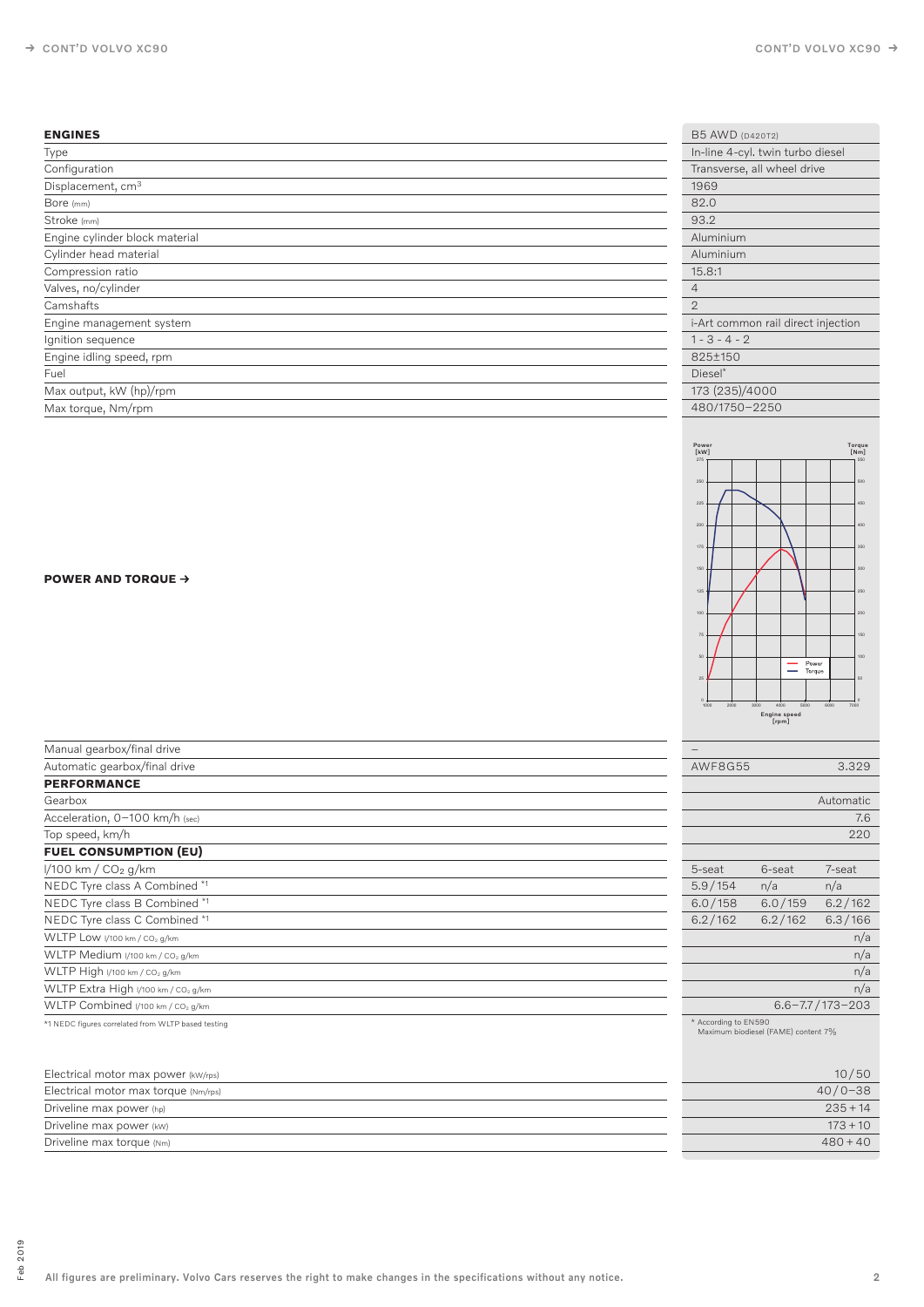| ENGINES | B5 AWD (D420T2) |
|---|---|
| Type | In-line 4-cyl. twin turbo diesel |
| Configuration | Transverse, all wheel drive |
| Displacement, $cm^3$ | 1969 |
| Bore (mm) | 82.0 |
| Stroke (mm) | 93.2 |
| Engine cylinder block material | Aluminium |
| Cylinder head material | Aluminium |
| Compression ratio | 15.8:1 |
| Valves, no/cylinder | 4 |
| Camshafts | 2 |
| Engine management system | i-Art common rail direct injection |
| Ignition sequence | 1 - 3 - 4 - 2 |
| Engine idling speed, rpm | 825±150 |
| Fuel | Diesel* |
| Max output, kW (hp)/rpm | 173 (235)/4000 |
| Max torque, Nm/rpm | 480/1750–2250 |

**POWER AND TORQUE →**

| | | | |
|---|---|---|---|
| Manual gearbox/final drive | – | | |
| Automatic gearbox/final drive | AWF8G55 | | 3.329 |
| **PERFORMANCE** | | | |
| Gearbox | | | Automatic |
| Acceleration, 0–100 km/h (sec) | | | 7.6 |
| Top speed, km/h | | | 220 |
| **FUEL CONSUMPTION (EU)** | | | |
| l/100 km / $CO_2$ g/km | 5-seat | 6-seat | 7-seat |
| NEDC Tyre class A Combined *1 | 5.9/154 | n/a | n/a |
| NEDC Tyre class B Combined *1 | 6.0/158 | 6.0/159 | 6.2/162 |
| NEDC Tyre class C Combined *1 | 6.2/162 | 6.2/162 | 6.3/166 |
| WLTP Low l/100 km / $CO_2$ g/km | | | n/a |
| WLTP Medium l/100 km / $CO_2$ g/km | | | n/a |
| WLTP High l/100 km / $CO_2$ g/km | | | n/a |
| WLTP Extra High l/100 km / $CO_2$ g/km | | | n/a |
| WLTP Combined l/100 km / $CO_2$ g/km | | | 6.6–7.7/173–203 |

*1 NEDC figures correlated from WLTP based testing

* According to EN590
Maximum biodiesel (FAME) content 7%

| | |
|---|---|
| Electrical motor max power (kW/rps) | 10/50 |
| Electrical motor max torque (Nm/rps) | 40/0–38 |
| Driveline max power (hp) | 235 + 14 |
| Driveline max power (kW) | 173 + 10 |
| Driveline max torque (Nm) | 480 + 40 |

All figures are preliminary. Volvo Cars reserves the right to make changes in the specifications without any notice.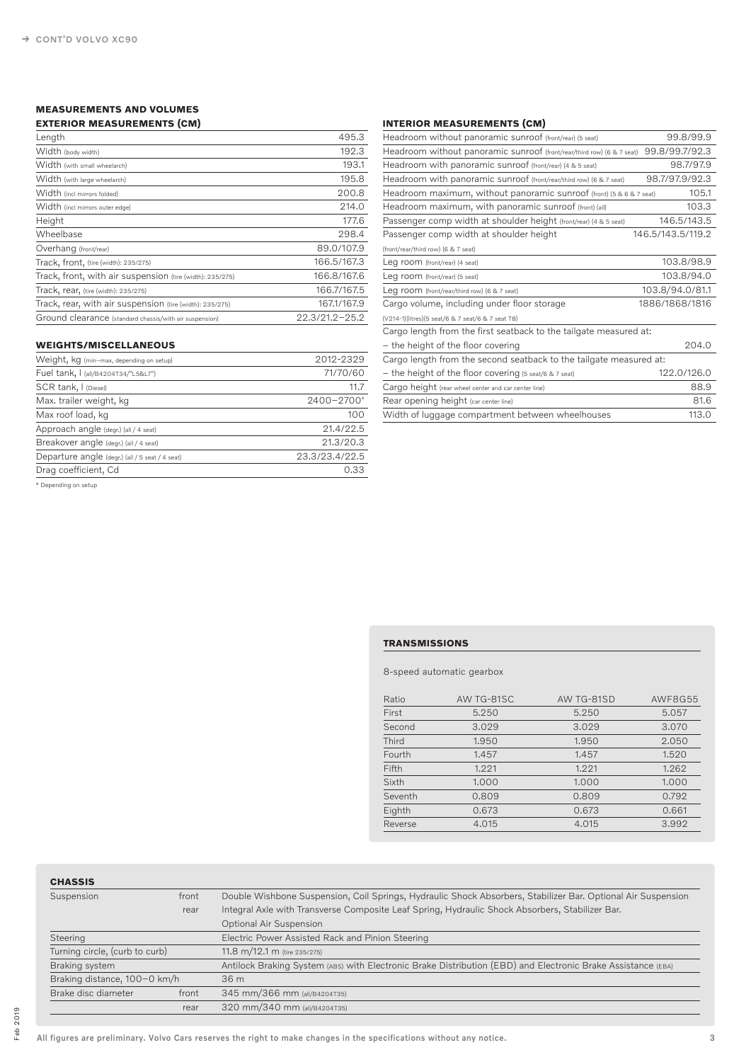→ CONT'D VOLVO XC90

## MEASUREMENTS AND VOLUMES

### EXTERIOR MEASUREMENTS (CM)

| | |
|---|---|
| Length | 495.3 |
| Width (body width) | 192.3 |
| Width (with small wheelarch) | 193.1 |
| Width (with large wheelarch) | 195.8 |
| Width (incl mirrors folded) | 200.8 |
| Width (incl mirrors outer edge) | 214.0 |
| Height | 177.6 |
| Wheelbase | 298.4 |
| Overhang (front/rear) | 89.0/107.9 |
| Track, front, (tire (width): 235/275) | 166.5/167.3 |
| Track, front, with air suspension (tire (width): 235/275) | 166.8/167.6 |
| Track, rear, (tire (width): 235/275) | 166.7/167.5 |
| Track, rear, with air suspension (tire (width): 235/275) | 167.1/167.9 |
| Ground clearance (standard chassis/with air suspension) | 22.3/21.2–25.2 |

### WEIGHTS/MISCELLANEOUS

| | |
|---|---|
| Weight, kg (min–max, depending on setup) | 2012-2329 |
| Fuel tank, l (all/B4204T34/"L5&L7") | 71/70/60 |
| SCR tank, l (Diesel) | 11.7 |
| Max. trailer weight, kg | 2400–2700* |
| Max roof load, kg | 100 |
| Approach angle (degr.) (all / 4 seat) | 21.4/22.5 |
| Breakover angle (degr.) (all / 4 seat) | 21.3/20.3 |
| Departure angle (degr.) (all / 5 seat / 4 seat) | 23.3/23.4/22.5 |
| Drag coefficient, Cd | 0.33 |

* Depending on setup

### INTERIOR MEASUREMENTS (CM)

| | |
|---|---|
| Headroom without panoramic sunroof (front/rear) (5 seat) | 99.8/99.9 |
| Headroom without panoramic sunroof (front/rear/third row) (6 & 7 seat) | 99.8/99.7/92.3 |
| Headroom with panoramic sunroof (front/rear) (4 & 5 seat) | 98.7/97.9 |
| Headroom with panoramic sunroof (front/rear/third row) (6 & 7 seat) | 98.7/97.9/92.3 |
| Headroom maximum, without panoramic sunroof (front) (5 & 6 & 7 seat) | 105.1 |
| Headroom maximum, with panoramic sunroof (front) (all) | 103.3 |
| Passenger comp width at shoulder height (front/rear) (4 & 5 seat) | 146.5/143.5 |
| Passenger comp width at shoulder height (front/rear/third row) (6 & 7 seat) | 146.5/143.5/119.2 |
| Leg room (front/rear) (4 seat) | 103.8/98.9 |
| Leg room (front/rear) (5 seat) | 103.8/94.0 |
| Leg room (front/rear/third row) (6 & 7 seat) | 103.8/94.0/81.1 |
| Cargo volume, including under floor storage (V214-1)(litres)(5 seat/6 & 7 seat/6 & 7 seat T8) | 1886/1868/1816 |
| Cargo length from the first seatback to the tailgate measured at: – the height of the floor covering | 204.0 |
| Cargo length from the second seatback to the tailgate measured at: – the height of the floor covering (5 seat/6 & 7 seat) | 122.0/126.0 |
| Cargo height (rear wheel center and car center line) | 88.9 |
| Rear opening height (car center line) | 81.6 |
| Width of luggage compartment between wheelhouses | 113.0 |

### TRANSMISSIONS

8-speed automatic gearbox

| Ratio | AW TG-81SC | AW TG-81SD | AWF8G55 |
|---|---|---|---|
| First | 5.250 | 5.250 | 5.057 |
| Second | 3.029 | 3.029 | 3.070 |
| Third | 1.950 | 1.950 | 2.050 |
| Fourth | 1.457 | 1.457 | 1.520 |
| Fifth | 1.221 | 1.221 | 1.262 |
| Sixth | 1.000 | 1.000 | 1.000 |
| Seventh | 0.809 | 0.809 | 0.792 |
| Eighth | 0.673 | 0.673 | 0.661 |
| Reverse | 4.015 | 4.015 | 3.992 |

### CHASSIS

| | | |
|---|---|---|
| Suspension | front | Double Wishbone Suspension, Coil Springs, Hydraulic Shock Absorbers, Stabilizer Bar. Optional Air Suspension |
| | rear | Integral Axle with Transverse Composite Leaf Spring, Hydraulic Shock Absorbers, Stabilizer Bar. Optional Air Suspension |
| Steering | | Electric Power Assisted Rack and Pinion Steering |
| Turning circle, (curb to curb) | | 11.8 m/12.1 m (tire 235/275) |
| Braking system | | Antilock Braking System (ABS) with Electronic Brake Distribution (EBD) and Electronic Brake Assistance (EBA) |
| Braking distance, 100–0 km/h | | 36 m |
| Brake disc diameter | front | 345 mm/366 mm (all/B4204T35) |
| | rear | 320 mm/340 mm (all/B4204T35) |

All figures are preliminary. Volvo Cars reserves the right to make changes in the specifications without any notice.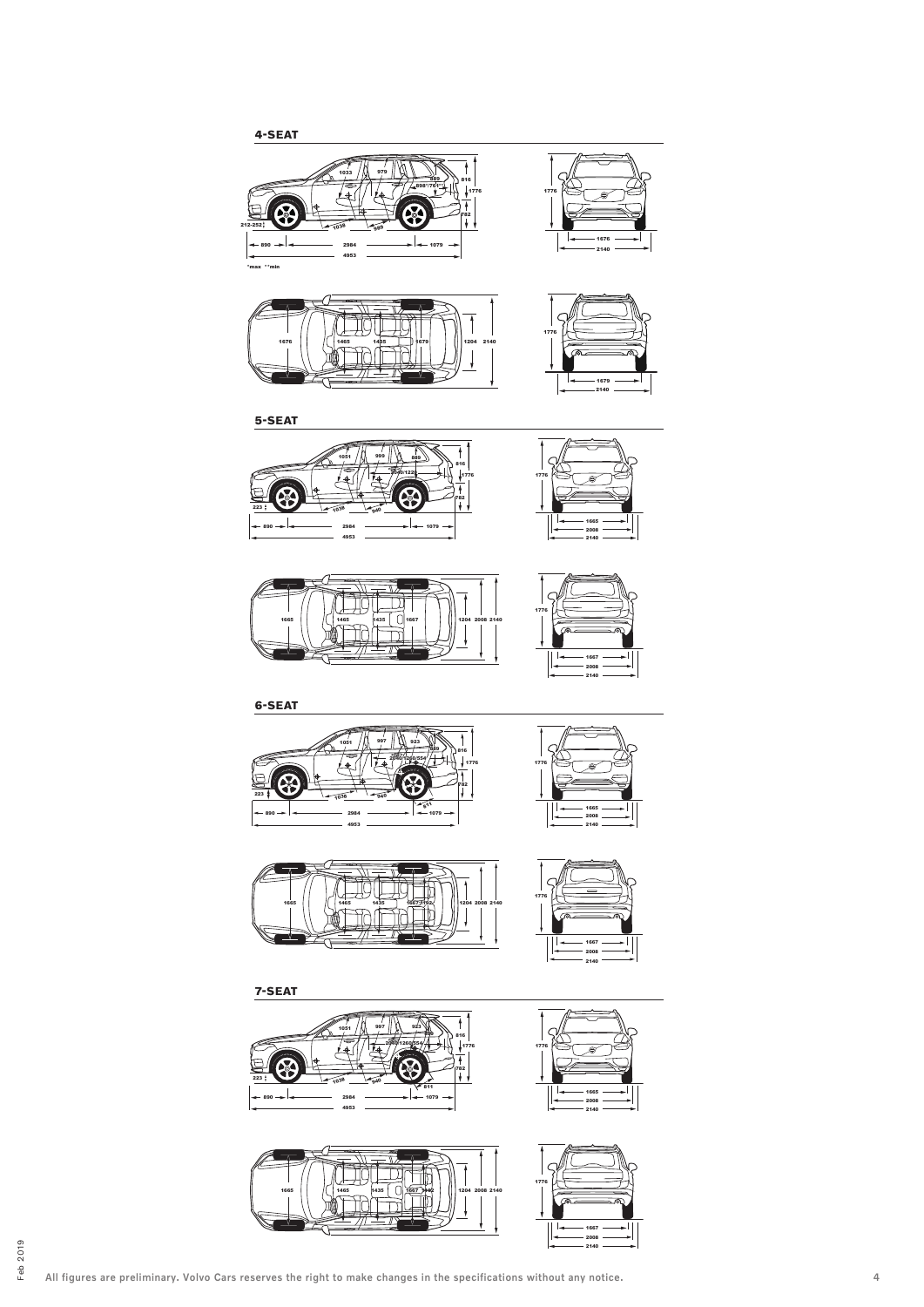## 4-SEAT

1033
979
892
898*/761**
816
1776
782
212-252
1038
989
890
2984
1079
4953

*max **min

1776
1676
2140

1676
1465
1435
1679
1204
2140

1776
1679
2140

## 5-SEAT

1051
999
889
1035/1226
816
1776
782
223
1038
940
890
2984
1079
4953

1776
1665
2008
2140

1665
1465
1435
1667
1204
2008
2140

1776
1667
2008
2140

## 6-SEAT

1051
997
923
839
2040/1260/554
816
1776
782
223
1038
940
811
890
2984
1079
4953

1776
1665
2008
2140

1665
1465
1435
1667
1192
1204
2008
2140

1776
1667
2008
2140

## 7-SEAT

1051
997
923
839
2040/1260/554
816
1776
782
223
1038
940
811
890
2984
1079
4953

1776
1665
2008
2140

1665
1465
1435
1667
1192
1204
2008
2140

1776
1667
2008
2140

Feb 2019

All figures are preliminary. Volvo Cars reserves the right to make changes in the specifications without any notice.